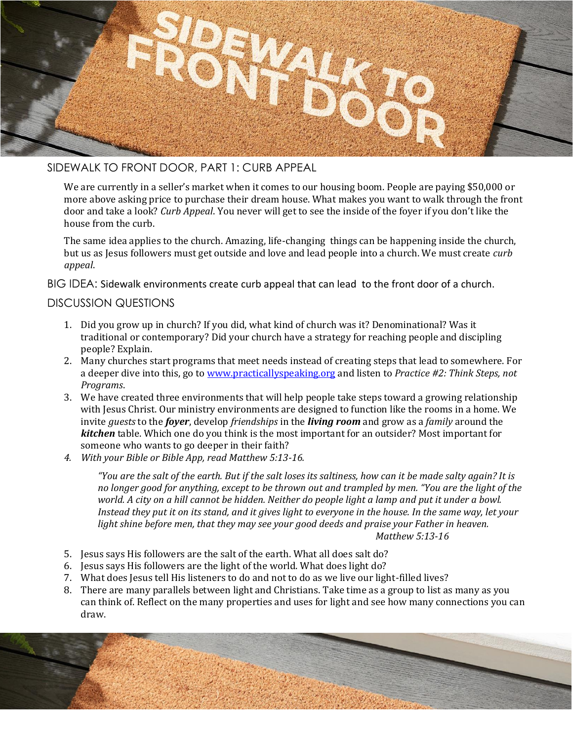## SIDEWALK TO FRONT DOOR, PART 1: CURB APPEAL

We are currently in a seller's market when it comes to our housing boom. People are paying $50,000 or more above asking price to purchase their dream house. What makes you want to walk through the front door and take a look? *Curb Appeal*. You never will get to see the inside of the foyer if you don't like the house from the curb.

The same idea applies to the church. Amazing, life-changing things can be happening inside the church, but us as Jesus followers must get outside and love and lead people into a church. We must create *curb appeal*.

BIG IDEA: Sidewalk environments create curb appeal that can lead to the front door of a church.

## DISCUSSION QUESTIONS

1. Did you grow up in church? If you did, what kind of church was it? Denominational? Was it traditional or contemporary? Did your church have a strategy for reaching people and discipling people? Explain.
2. Many churches start programs that meet needs instead of creating steps that lead to somewhere. For a deeper dive into this, go to [www.practicallyspeaking.org](http://www.practicallyspeaking.org) and listen to *Practice #2: Think Steps, not Programs*.
3. We have created three environments that will help people take steps toward a growing relationship with Jesus Christ. Our ministry environments are designed to function like the rooms in a home. We invite *guests* to the ***foyer***, develop *friendships* in the ***living room*** and grow as a *family* around the ***kitchen*** table. Which one do you think is the most important for an outsider? Most important for someone who wants to go deeper in their faith?
4. *With your Bible or Bible App, read Matthew 5:13-16.*

   > *"You are the salt of the earth. But if the salt loses its saltiness, how can it be made salty again? It is no longer good for anything, except to be thrown out and trampled by men. "You are the light of the world. A city on a hill cannot be hidden. Neither do people light a lamp and put it under a bowl. Instead they put it on its stand, and it gives light to everyone in the house. In the same way, let your light shine before men, that they may see your good deeds and praise your Father in heaven.*
   >
   > *Matthew 5:13-16*

5. Jesus says His followers are the salt of the earth. What all does salt do?
6. Jesus says His followers are the light of the world. What does light do?
7. What does Jesus tell His listeners to do and not to do as we live our light-filled lives?
8. There are many parallels between light and Christians. Take time as a group to list as many as you can think of. Reflect on the many properties and uses for light and see how many connections you can draw.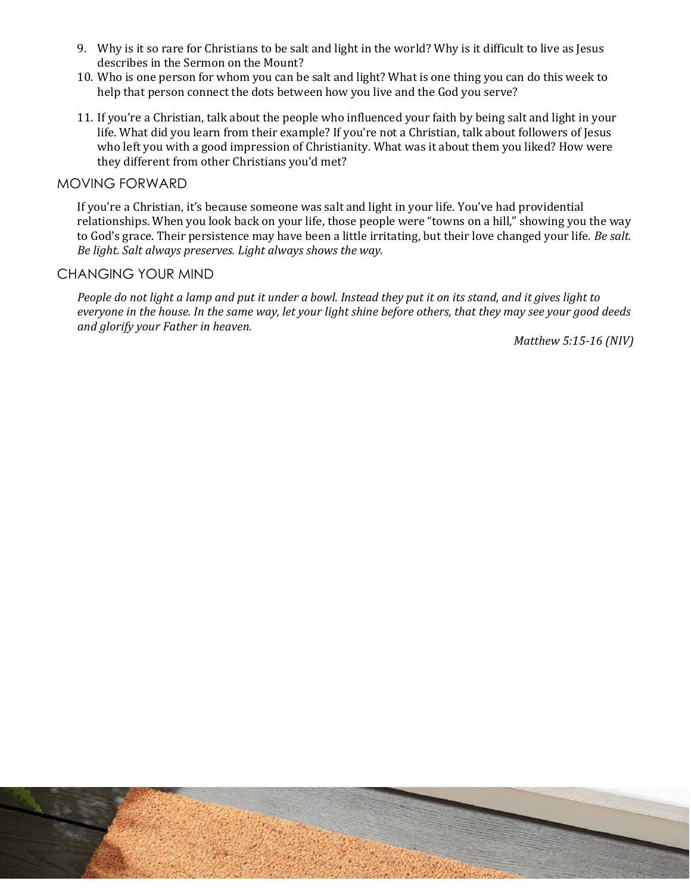9. Why is it so rare for Christians to be salt and light in the world? Why is it difficult to live as Jesus describes in the Sermon on the Mount?
10. Who is one person for whom you can be salt and light? What is one thing you can do this week to help that person connect the dots between how you live and the God you serve?
11. If you're a Christian, talk about the people who influenced your faith by being salt and light in your life. What did you learn from their example? If you're not a Christian, talk about followers of Jesus who left you with a good impression of Christianity. What was it about them you liked? How were they different from other Christians you'd met?

## MOVING FORWARD

If you're a Christian, it's because someone was salt and light in your life. You've had providential relationships. When you look back on your life, those people were "towns on a hill," showing you the way to God's grace. Their persistence may have been a little irritating, but their love changed your life. *Be salt. Be light. Salt always preserves. Light always shows the way.*

## CHANGING YOUR MIND

*People do not light a lamp and put it under a bowl. Instead they put it on its stand, and it gives light to everyone in the house. In the same way, let your light shine before others, that they may see your good deeds and glorify your Father in heaven.*

*Matthew 5:15-16 (NIV)*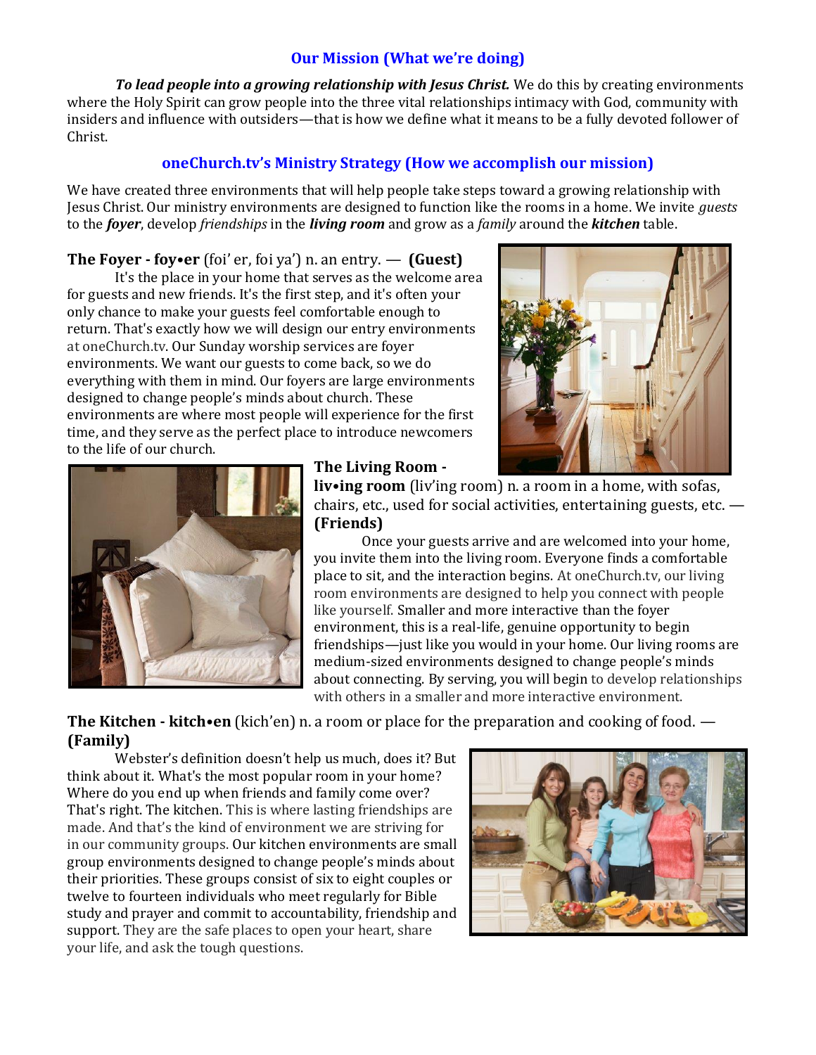## Our Mission (What we're doing)

***To lead people into a growing relationship with Jesus Christ.*** We do this by creating environments where the Holy Spirit can grow people into the three vital relationships intimacy with God, community with insiders and influence with outsiders—that is how we define what it means to be a fully devoted follower of Christ.

## oneChurch.tv's Ministry Strategy (How we accomplish our mission)

We have created three environments that will help people take steps toward a growing relationship with Jesus Christ. Our ministry environments are designed to function like the rooms in a home. We invite *guests* to the ***foyer***, develop *friendships* in the ***living room*** and grow as a *family* around the ***kitchen*** table.

**The Foyer - foy•er** (foi' er, foi ya') n. an entry. — **(Guest)**

It's the place in your home that serves as the welcome area for guests and new friends. It's the first step, and it's often your only chance to make your guests feel comfortable enough to return. That's exactly how we will design our entry environments at oneChurch.tv. Our Sunday worship services are foyer environments. We want our guests to come back, so we do everything with them in mind. Our foyers are large environments designed to change people's minds about church. These environments are where most people will experience for the first time, and they serve as the perfect place to introduce newcomers to the life of our church.

**The Living Room - liv•ing room** (liv'ing room) n. a room in a home, with sofas, chairs, etc., used for social activities, entertaining guests, etc. — **(Friends)**

Once your guests arrive and are welcomed into your home, you invite them into the living room. Everyone finds a comfortable place to sit, and the interaction begins. At oneChurch.tv, our living room environments are designed to help you connect with people like yourself. Smaller and more interactive than the foyer environment, this is a real-life, genuine opportunity to begin friendships—just like you would in your home. Our living rooms are medium-sized environments designed to change people's minds about connecting. By serving, you will begin to develop relationships with others in a smaller and more interactive environment.

**The Kitchen - kitch•en** (kich'en) n. a room or place for the preparation and cooking of food. — **(Family)**

Webster's definition doesn't help us much, does it? But think about it. What's the most popular room in your home? Where do you end up when friends and family come over? That's right. The kitchen. This is where lasting friendships are made. And that's the kind of environment we are striving for in our community groups. Our kitchen environments are small group environments designed to change people's minds about their priorities. These groups consist of six to eight couples or twelve to fourteen individuals who meet regularly for Bible study and prayer and commit to accountability, friendship and support. They are the safe places to open your heart, share your life, and ask the tough questions.